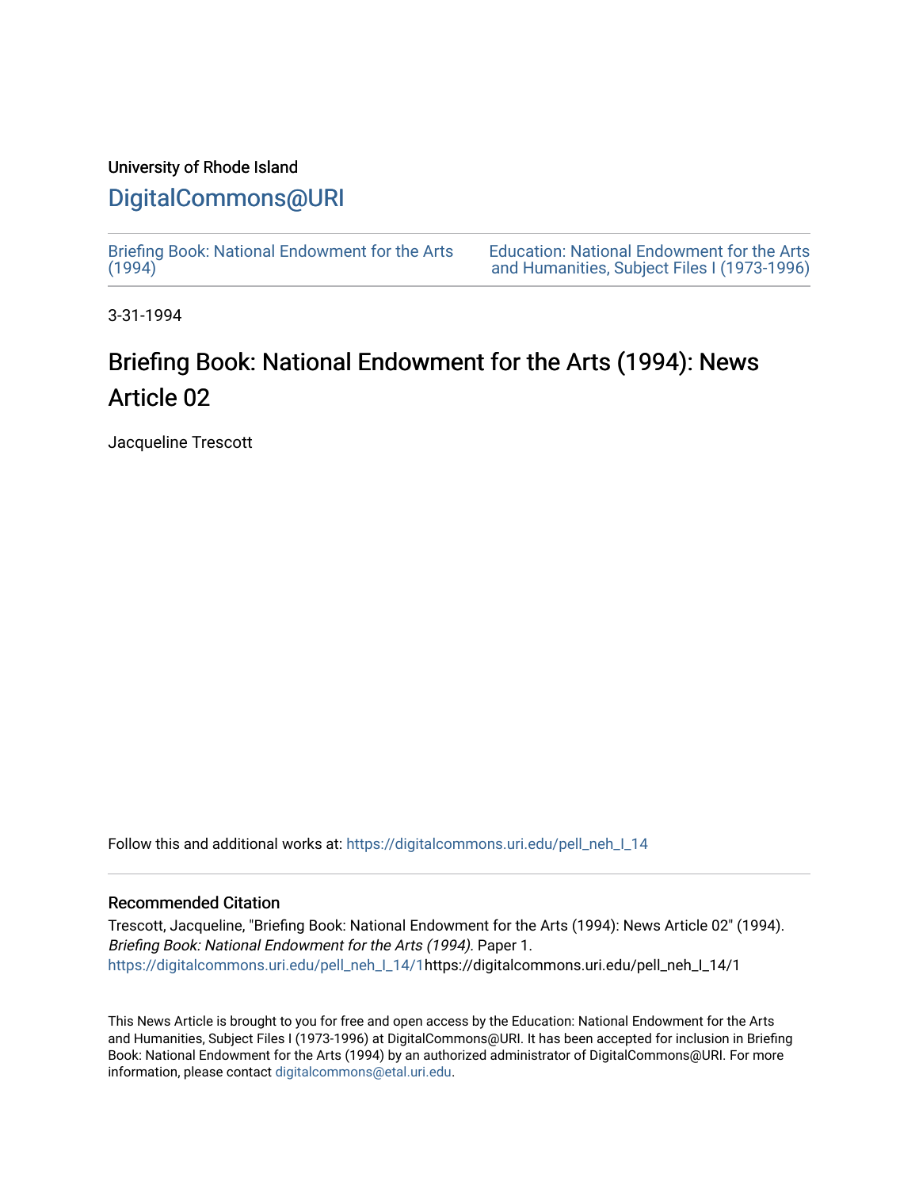University of Rhode Island

# DigitalCommons@URI

Briefing Book: National Endowment for the Arts (1994)

Education: National Endowment for the Arts and Humanities, Subject Files I (1973-1996)

3-31-1994

## Briefing Book: National Endowment for the Arts (1994): News Article 02

Jacqueline Trescott

Follow this and additional works at: https://digitalcommons.uri.edu/pell_neh_I_14

### Recommended Citation

Trescott, Jacqueline, "Briefing Book: National Endowment for the Arts (1994): News Article 02" (1994). *Briefing Book: National Endowment for the Arts (1994).* Paper 1.
https://digitalcommons.uri.edu/pell_neh_I_14/1https://digitalcommons.uri.edu/pell_neh_I_14/1

This News Article is brought to you for free and open access by the Education: National Endowment for the Arts and Humanities, Subject Files I (1973-1996) at DigitalCommons@URI. It has been accepted for inclusion in Briefing Book: National Endowment for the Arts (1994) by an authorized administrator of DigitalCommons@URI. For more information, please contact digitalcommons@etal.uri.edu.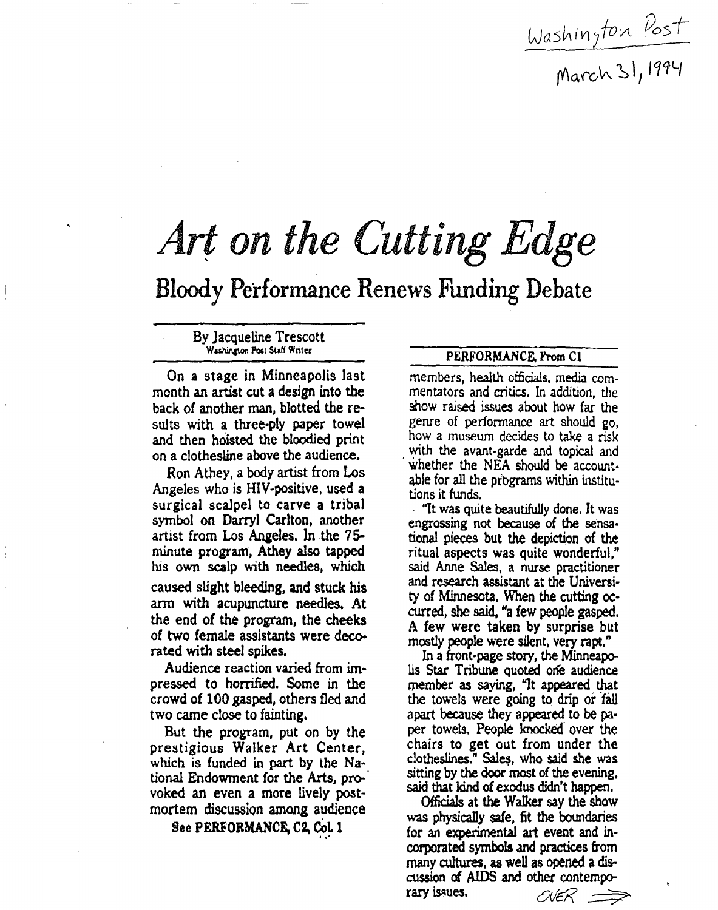Washington Post

March 31, 1994

# *Art on the Cutting Edge*

## Bloody Performance Renews Funding Debate

By Jacqueline Trescott
Washington Post Staff Writer

On a stage in Minneapolis last month an artist cut a design into the back of another man, blotted the results with a three-ply paper towel and then hoisted the bloodied print on a clothesline above the audience.

Ron Athey, a body artist from Los Angeles who is HIV-positive, used a surgical scalpel to carve a tribal symbol on Darryl Carlton, another artist from Los Angeles. In the 75-minute program, Athey also tapped his own scalp with needles, which caused slight bleeding, and stuck his arm with acupuncture needles. At the end of the program, the cheeks of two female assistants were decorated with steel spikes.

Audience reaction varied from impressed to horrified. Some in the crowd of 100 gasped, others fled and two came close to fainting.

But the program, put on by the prestigious Walker Art Center, which is funded in part by the National Endowment for the Arts, provoked an even a more lively postmortem discussion among audience

See PERFORMANCE, C2, Col. 1

PERFORMANCE, From C1

members, health officials, media commentators and critics. In addition, the show raised issues about how far the genre of performance art should go, how a museum decides to take a risk with the avant-garde and topical and whether the NEA should be accountable for all the programs within institutions it funds.

"It was quite beautifully done. It was engrossing not because of the sensational pieces but the depiction of the ritual aspects was quite wonderful," said Anne Sales, a nurse practitioner and research assistant at the University of Minnesota. When the cutting occurred, she said, "a few people gasped. A few were taken by surprise but mostly people were silent, very rapt."

In a front-page story, the Minneapolis Star Tribune quoted one audience member as saying, "It appeared that the towels were going to drip or fall apart because they appeared to be paper towels. People knocked over the chairs to get out from under the clotheslines." Sales, who said she was sitting by the door most of the evening, said that kind of exodus didn't happen.

Officials at the Walker say the show was physically safe, fit the boundaries for an experimental art event and incorporated symbols and practices from many cultures, as well as opened a discussion of AIDS and other contemporary issues.

OVER ⟹